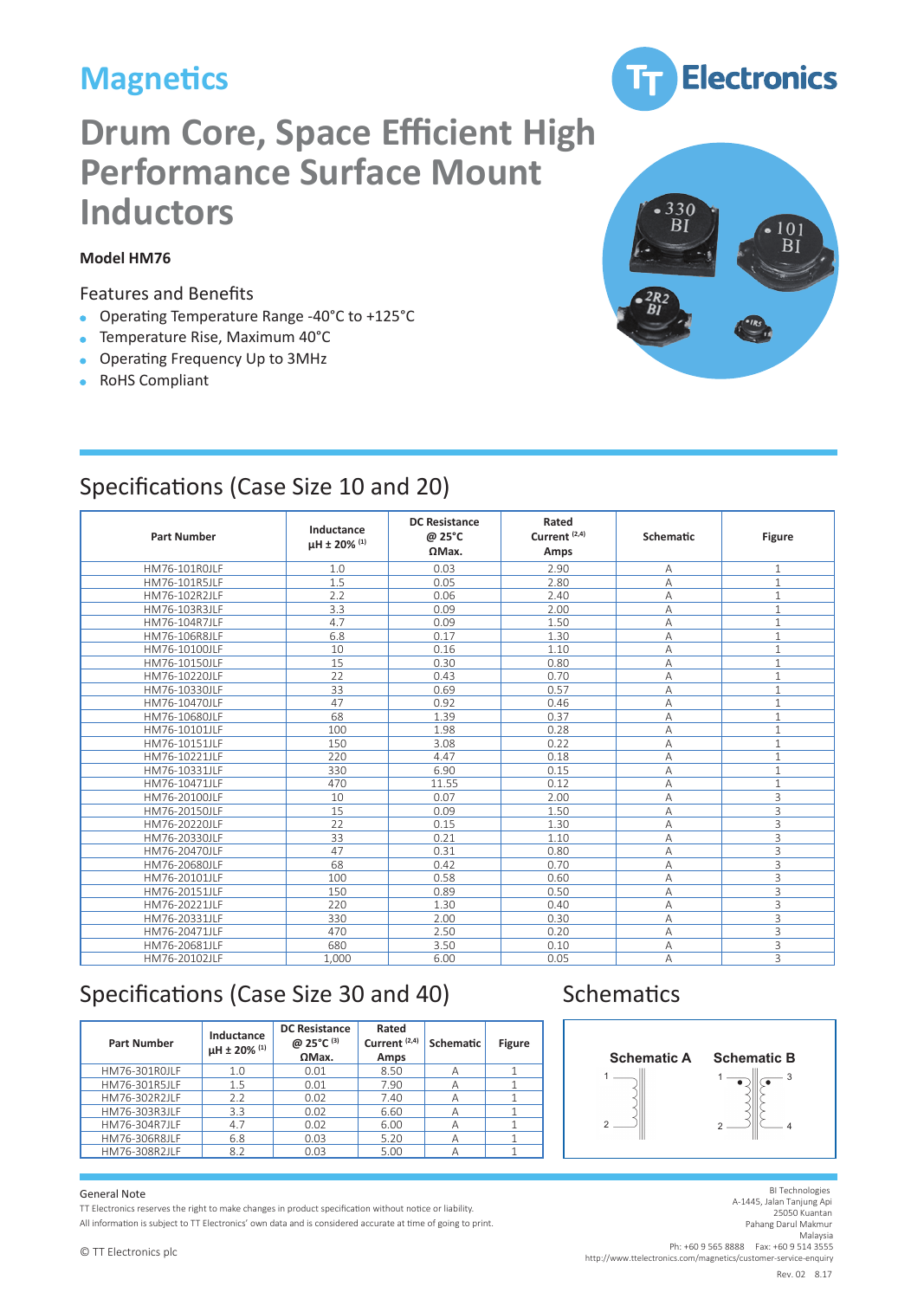# Magnetics

TT Electronics

# Drum Core, Space Efficient High Performance Surface Mount Inductors

**Model HM76**

## Features and Benefits

- Operating Temperature Range -40°C to +125°C
- Temperature Rise, Maximum 40°C
- Operating Frequency Up to 3MHz
- RoHS Compliant

## Specifications (Case Size 10 and 20)

| Part Number | Inductance µH ± 20% (1) | DC Resistance @ 25°C ΩMax. | Rated Current (2,4) Amps | Schematic | Figure |
|---|---|---|---|---|---|
| HM76-101R0JLF | 1.0 | 0.03 | 2.90 | A | 1 |
| HM76-101R5JLF | 1.5 | 0.05 | 2.80 | A | 1 |
| HM76-102R2JLF | 2.2 | 0.06 | 2.40 | A | 1 |
| HM76-103R3JLF | 3.3 | 0.09 | 2.00 | A | 1 |
| HM76-104R7JLF | 4.7 | 0.09 | 1.50 | A | 1 |
| HM76-106R8JLF | 6.8 | 0.17 | 1.30 | A | 1 |
| HM76-10100JLF | 10 | 0.16 | 1.10 | A | 1 |
| HM76-10150JLF | 15 | 0.30 | 0.80 | A | 1 |
| HM76-10220JLF | 22 | 0.43 | 0.70 | A | 1 |
| HM76-10330JLF | 33 | 0.69 | 0.57 | A | 1 |
| HM76-10470JLF | 47 | 0.92 | 0.46 | A | 1 |
| HM76-10680JLF | 68 | 1.39 | 0.37 | A | 1 |
| HM76-10101JLF | 100 | 1.98 | 0.28 | A | 1 |
| HM76-10151JLF | 150 | 3.08 | 0.22 | A | 1 |
| HM76-10221JLF | 220 | 4.47 | 0.18 | A | 1 |
| HM76-10331JLF | 330 | 6.90 | 0.15 | A | 1 |
| HM76-10471JLF | 470 | 11.55 | 0.12 | A | 1 |
| HM76-20100JLF | 10 | 0.07 | 2.00 | A | 3 |
| HM76-20150JLF | 15 | 0.09 | 1.50 | A | 3 |
| HM76-20220JLF | 22 | 0.15 | 1.30 | A | 3 |
| HM76-20330JLF | 33 | 0.21 | 1.10 | A | 3 |
| HM76-20470JLF | 47 | 0.31 | 0.80 | A | 3 |
| HM76-20680JLF | 68 | 0.42 | 0.70 | A | 3 |
| HM76-20101JLF | 100 | 0.58 | 0.60 | A | 3 |
| HM76-20151JLF | 150 | 0.89 | 0.50 | A | 3 |
| HM76-20221JLF | 220 | 1.30 | 0.40 | A | 3 |
| HM76-20331JLF | 330 | 2.00 | 0.30 | A | 3 |
| HM76-20471JLF | 470 | 2.50 | 0.20 | A | 3 |
| HM76-20681JLF | 680 | 3.50 | 0.10 | A | 3 |
| HM76-20102JLF | 1,000 | 6.00 | 0.05 | A | 3 |

## Specifications (Case Size 30 and 40)

| Part Number | Inductance µH ± 20% (1) | DC Resistance @ 25°C (3) ΩMax. | Rated Current (2,4) Amps | Schematic | Figure |
|---|---|---|---|---|---|
| HM76-301R0JLF | 1.0 | 0.01 | 8.50 | A | 1 |
| HM76-301R5JLF | 1.5 | 0.01 | 7.90 | A | 1 |
| HM76-302R2JLF | 2.2 | 0.02 | 7.40 | A | 1 |
| HM76-303R3JLF | 3.3 | 0.02 | 6.60 | A | 1 |
| HM76-304R7JLF | 4.7 | 0.02 | 6.00 | A | 1 |
| HM76-306R8JLF | 6.8 | 0.03 | 5.20 | A | 1 |
| HM76-308R2JLF | 8.2 | 0.03 | 5.00 | A | 1 |

## Schematics

Schematic A    Schematic B

General Note

TT Electronics reserves the right to make changes in product specification without notice or liability.

All information is subject to TT Electronics' own data and is considered accurate at time of going to print.

© TT Electronics plc

BI Technologies
A-1445, Jalan Tanjung Api
25050 Kuantan
Pahang Darul Makmur
Malaysia
Ph: +60 9 565 8888 Fax: +60 9 514 3555
http://www.ttelectronics.com/magnetics/customer-service-enquiry

Rev. 02 8.17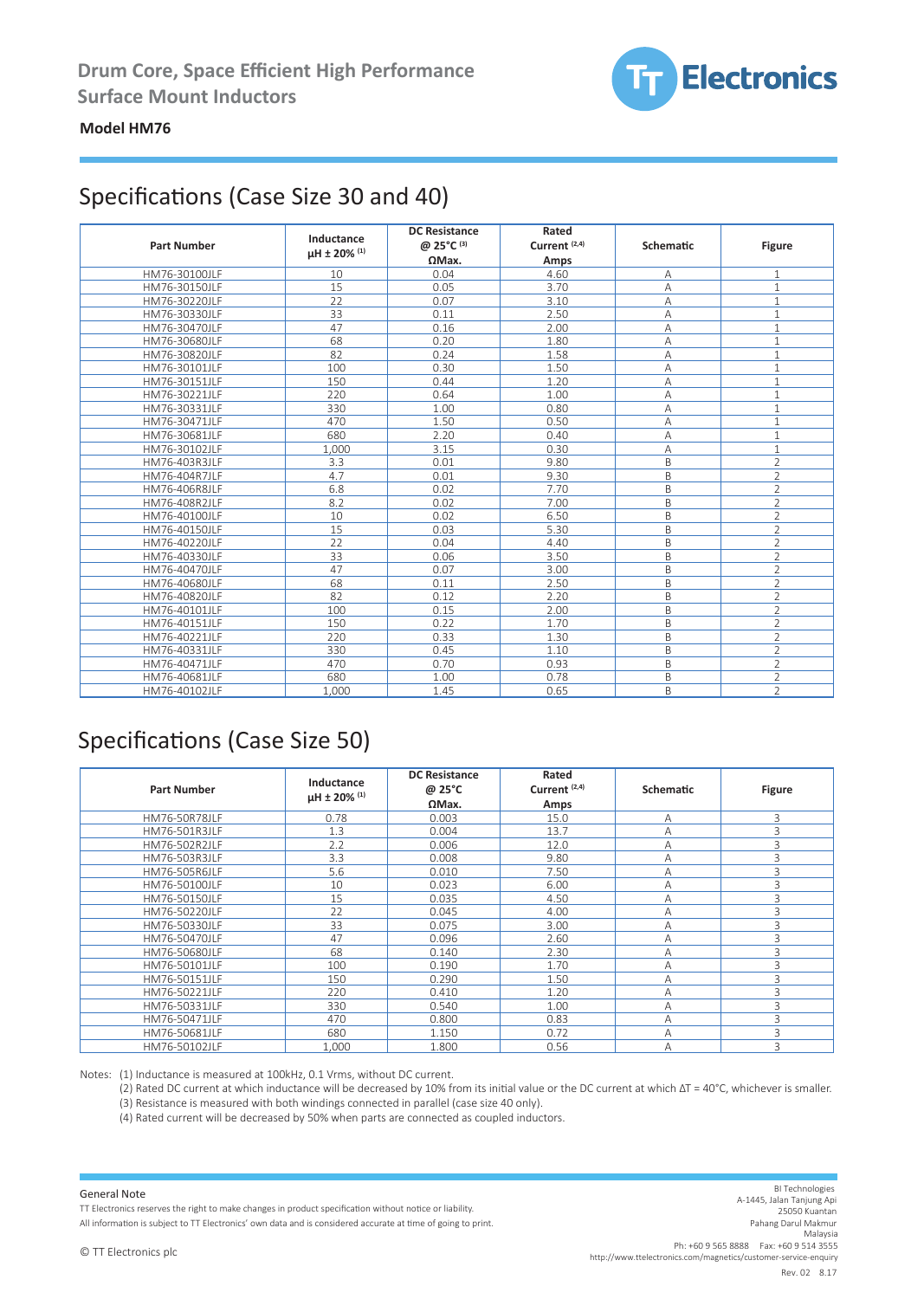# Drum Core, Space Efficient High Performance Surface Mount Inductors

**Model HM76**

## Specifications (Case Size 30 and 40)

| Part Number | Inductance µH ± 20% (1) | DC Resistance @ 25°C (3) ΩMax. | Rated Current (2,4) Amps | Schematic | Figure |
|---|---|---|---|---|---|
| HM76-30100JLF | 10 | 0.04 | 4.60 | A | 1 |
| HM76-30150JLF | 15 | 0.05 | 3.70 | A | 1 |
| HM76-30220JLF | 22 | 0.07 | 3.10 | A | 1 |
| HM76-30330JLF | 33 | 0.11 | 2.50 | A | 1 |
| HM76-30470JLF | 47 | 0.16 | 2.00 | A | 1 |
| HM76-30680JLF | 68 | 0.20 | 1.80 | A | 1 |
| HM76-30820JLF | 82 | 0.24 | 1.58 | A | 1 |
| HM76-30101JLF | 100 | 0.30 | 1.50 | A | 1 |
| HM76-30151JLF | 150 | 0.44 | 1.20 | A | 1 |
| HM76-30221JLF | 220 | 0.64 | 1.00 | A | 1 |
| HM76-30331JLF | 330 | 1.00 | 0.80 | A | 1 |
| HM76-30471JLF | 470 | 1.50 | 0.50 | A | 1 |
| HM76-30681JLF | 680 | 2.20 | 0.40 | A | 1 |
| HM76-30102JLF | 1,000 | 3.15 | 0.30 | A | 1 |
| HM76-403R3JLF | 3.3 | 0.01 | 9.80 | B | 2 |
| HM76-404R7JLF | 4.7 | 0.01 | 9.30 | B | 2 |
| HM76-406R8JLF | 6.8 | 0.02 | 7.70 | B | 2 |
| HM76-408R2JLF | 8.2 | 0.02 | 7.00 | B | 2 |
| HM76-40100JLF | 10 | 0.02 | 6.50 | B | 2 |
| HM76-40150JLF | 15 | 0.03 | 5.30 | B | 2 |
| HM76-40220JLF | 22 | 0.04 | 4.40 | B | 2 |
| HM76-40330JLF | 33 | 0.06 | 3.50 | B | 2 |
| HM76-40470JLF | 47 | 0.07 | 3.00 | B | 2 |
| HM76-40680JLF | 68 | 0.11 | 2.50 | B | 2 |
| HM76-40820JLF | 82 | 0.12 | 2.20 | B | 2 |
| HM76-40101JLF | 100 | 0.15 | 2.00 | B | 2 |
| HM76-40151JLF | 150 | 0.22 | 1.70 | B | 2 |
| HM76-40221JLF | 220 | 0.33 | 1.30 | B | 2 |
| HM76-40331JLF | 330 | 0.45 | 1.10 | B | 2 |
| HM76-40471JLF | 470 | 0.70 | 0.93 | B | 2 |
| HM76-40681JLF | 680 | 1.00 | 0.78 | B | 2 |
| HM76-40102JLF | 1,000 | 1.45 | 0.65 | B | 2 |

## Specifications (Case Size 50)

| Part Number | Inductance µH ± 20% (1) | DC Resistance @ 25°C ΩMax. | Rated Current (2,4) Amps | Schematic | Figure |
|---|---|---|---|---|---|
| HM76-50R78JLF | 0.78 | 0.003 | 15.0 | A | 3 |
| HM76-501R3JLF | 1.3 | 0.004 | 13.7 | A | 3 |
| HM76-502R2JLF | 2.2 | 0.006 | 12.0 | A | 3 |
| HM76-503R3JLF | 3.3 | 0.008 | 9.80 | A | 3 |
| HM76-505R6JLF | 5.6 | 0.010 | 7.50 | A | 3 |
| HM76-50100JLF | 10 | 0.023 | 6.00 | A | 3 |
| HM76-50150JLF | 15 | 0.035 | 4.50 | A | 3 |
| HM76-50220JLF | 22 | 0.045 | 4.00 | A | 3 |
| HM76-50330JLF | 33 | 0.075 | 3.00 | A | 3 |
| HM76-50470JLF | 47 | 0.096 | 2.60 | A | 3 |
| HM76-50680JLF | 68 | 0.140 | 2.30 | A | 3 |
| HM76-50101JLF | 100 | 0.190 | 1.70 | A | 3 |
| HM76-50151JLF | 150 | 0.290 | 1.50 | A | 3 |
| HM76-50221JLF | 220 | 0.410 | 1.20 | A | 3 |
| HM76-50331JLF | 330 | 0.540 | 1.00 | A | 3 |
| HM76-50471JLF | 470 | 0.800 | 0.83 | A | 3 |
| HM76-50681JLF | 680 | 1.150 | 0.72 | A | 3 |
| HM76-50102JLF | 1,000 | 1.800 | 0.56 | A | 3 |

Notes: (1) Inductance is measured at 100kHz, 0.1 Vrms, without DC current.
(2) Rated DC current at which inductance will be decreased by 10% from its initial value or the DC current at which $\Delta T = 40°C$, whichever is smaller.
(3) Resistance is measured with both windings connected in parallel (case size 40 only).
(4) Rated current will be decreased by 50% when parts are connected as coupled inductors.

General Note

TT Electronics reserves the right to make changes in product specification without notice or liability.

All information is subject to TT Electronics' own data and is considered accurate at time of going to print.

© TT Electronics plc

BI Technologies
A-1445, Jalan Tanjung Api
25050 Kuantan
Pahang Darul Makmur
Malaysia
Ph: +60 9 565 8888 Fax: +60 9 514 3555
http://www.ttelectronics.com/magnetics/customer-service-enquiry

Rev. 02 8.17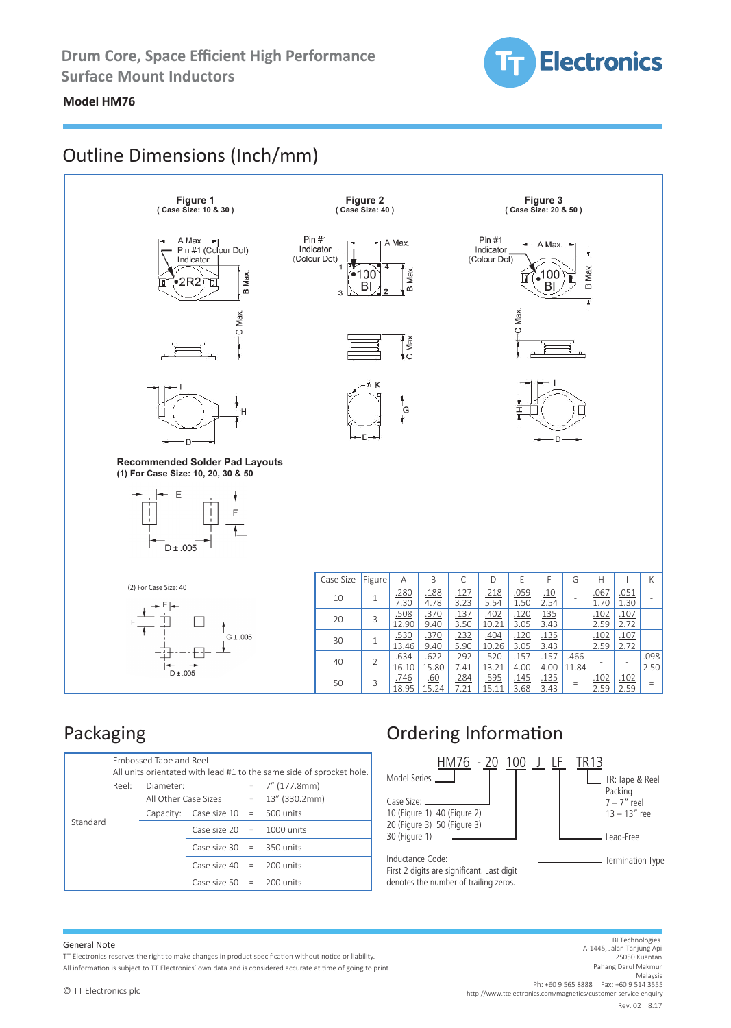# Drum Core, Space Efficient High Performance Surface Mount Inductors

**Model HM76**

## Outline Dimensions (Inch/mm)

**Figure 1**
( Case Size: 10 & 30 )

A Max.
Pin #1 (Colour Dot) Indicator
2R2
B Max.
C Max.
I
H
D

**Figure 2**
( Case Size: 40 )

Pin #1 Indicator (Colour Dot)
A Max.
100 BI
B Max.
C Max.
ø K
G
D

**Figure 3**
( Case Size: 20 & 50 )

Pin #1 Indicator (Colour Dot)
A Max.
100 BI
B Max.
C Max.
I
H
D

**Recommended Solder Pad Layouts**
**(1) For Case Size: 10, 20, 30 & 50**

E
F
D ± .005

(2) For Case Size: 40

E
F
G ± .005
D ± .005

| Case Size | Figure | A | B | C | D | E | F | G | H | I | K |
|---|---|---|---|---|---|---|---|---|---|---|---|
| 10 | 1 | .280 7.30 | .188 4.78 | .127 3.23 | .218 5.54 | .059 1.50 | .10 2.54 | - | .067 1.70 | .051 1.30 | - |
| 20 | 3 | .508 12.90 | .370 9.40 | .137 3.50 | .402 10.21 | .120 3.05 | .135 3.43 | - | .102 2.59 | .107 2.72 | - |
| 30 | 1 | .530 13.46 | .370 9.40 | .232 5.90 | .404 10.26 | .120 3.05 | .135 3.43 | - | .102 2.59 | .107 2.72 | - |
| 40 | 2 | .634 16.10 | .622 15.80 | .292 7.41 | .520 13.21 | .157 4.00 | .157 4.00 | .466 11.84 | - | - | .098 2.50 |
| 50 | 3 | .746 18.95 | .60 15.24 | .284 7.21 | .595 15.11 | .145 3.68 | .135 3.43 | = | .102 2.59 | .102 2.59 | = |

## Packaging

| | | | | |
|---|---|---|---|---|
| Standard | Embossed Tape and Reel<br>All units orientated with lead #1 to the same side of sprocket hole. | | | |
| | Reel: | Diameter: | = | 7" (177.8mm) |
| | | All Other Case Sizes | = | 13" (330.2mm) |
| | Capacity: | Case size 10 | = | 500 units |
| | | Case size 20 | = | 1000 units |
| | | Case size 30 | = | 350 units |
| | | Case size 40 | = | 200 units |
| | | Case size 50 | = | 200 units |

## Ordering Information

HM76 - 20 100 J LF TR13

- Model Series: HM76
- Case Size: 20
  - 10 (Figure 1) 40 (Figure 2)
  - 20 (Figure 3) 50 (Figure 3)
  - 30 (Figure 1)
- Inductance Code: 100
  - First 2 digits are significant. Last digit denotes the number of trailing zeros.
- Termination Type: J
- Lead-Free: LF
- TR: Tape & Reel Packing: TR13
  - 7 – 7" reel
  - 13 – 13" reel

General Note
TT Electronics reserves the right to make changes in product specification without notice or liability.
All information is subject to TT Electronics' own data and is considered accurate at time of going to print.

© TT Electronics plc

BI Technologies
A-1445, Jalan Tanjung Api
25050 Kuantan
Pahang Darul Makmur
Malaysia
Ph: +60 9 565 8888 Fax: +60 9 514 3555
http://www.ttelectronics.com/magnetics/customer-service-enquiry

Rev. 02 8.17